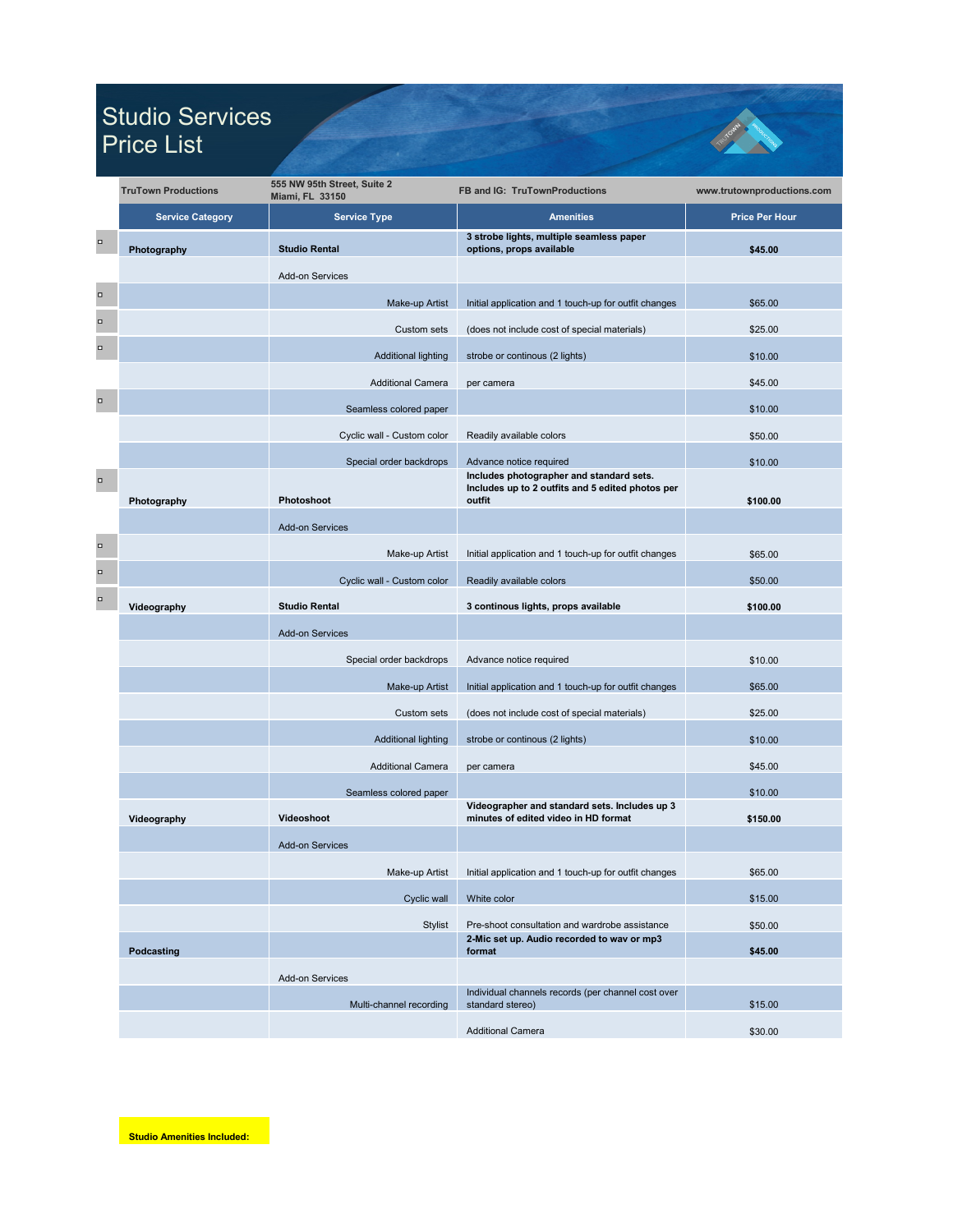# Studio Services Price List

| TruTown Productions | 555 NW 95th Street, Suite 2 Miami, FL 33150 | FB and IG: TruTownProductions | www.trutownproductions.com |
|---|---|---|---|

| Service Category | Service Type | Amenities | Price Per Hour |
|---|---|---|---|
| **Photography** | **Studio Rental** | **3 strobe lights, multiple seamless paper options, props available** | **$45.00** |
| | Add-on Services | | |
| | Make-up Artist | Initial application and 1 touch-up for outfit changes | $65.00 |
| | Custom sets | (does not include cost of special materials) | $25.00 |
| | Additional lighting | strobe or continous (2 lights) | $10.00 |
| | Additional Camera | per camera | $45.00 |
| | Seamless colored paper | | $10.00 |
| | Cyclic wall - Custom color | Readily available colors | $50.00 |
| | Special order backdrops | Advance notice required | $10.00 |
| **Photography** | **Photoshoot** | **Includes photographer and standard sets. Includes up to 2 outfits and 5 edited photos per outfit** | **$100.00** |
| | Add-on Services | | |
| | Make-up Artist | Initial application and 1 touch-up for outfit changes | $65.00 |
| | Cyclic wall - Custom color | Readily available colors | $50.00 |
| **Videography** | **Studio Rental** | **3 continous lights, props available** | **$100.00** |
| | Add-on Services | | |
| | Special order backdrops | Advance notice required | $10.00 |
| | Make-up Artist | Initial application and 1 touch-up for outfit changes | $65.00 |
| | Custom sets | (does not include cost of special materials) | $25.00 |
| | Additional lighting | strobe or continous (2 lights) | $10.00 |
| | Additional Camera | per camera | $45.00 |
| | Seamless colored paper | | $10.00 |
| **Videography** | **Videoshoot** | **Videographer and standard sets. Includes up 3 minutes of edited video in HD format** | **$150.00** |
| | Add-on Services | | |
| | Make-up Artist | Initial application and 1 touch-up for outfit changes | $65.00 |
| | Cyclic wall | White color | $15.00 |
| | Stylist | Pre-shoot consultation and wardrobe assistance | $50.00 |
| **Podcasting** | | **2-Mic set up. Audio recorded to wav or mp3 format** | **$45.00** |
| | Add-on Services | | |
| | Multi-channel recording | Individual channels records (per channel cost over standard stereo) | $15.00 |
| | | Additional Camera | $30.00 |

**Studio Amenities Included:**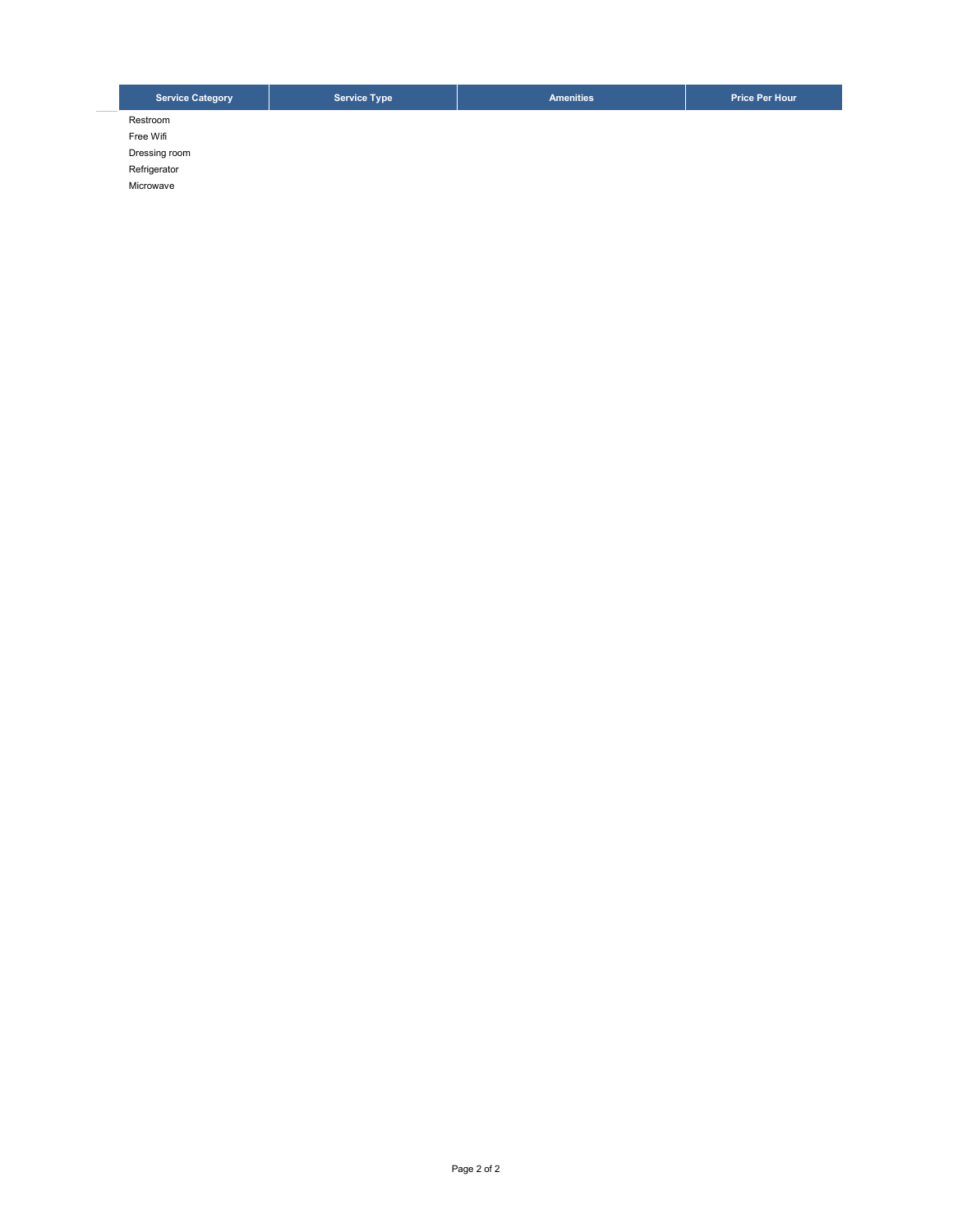| Service Category | Service Type | Amenities | Price Per Hour |
| --- | --- | --- | --- |
| Restroom<br>Free Wifi<br>Dressing room<br>Refrigerator<br>Microwave | | | |